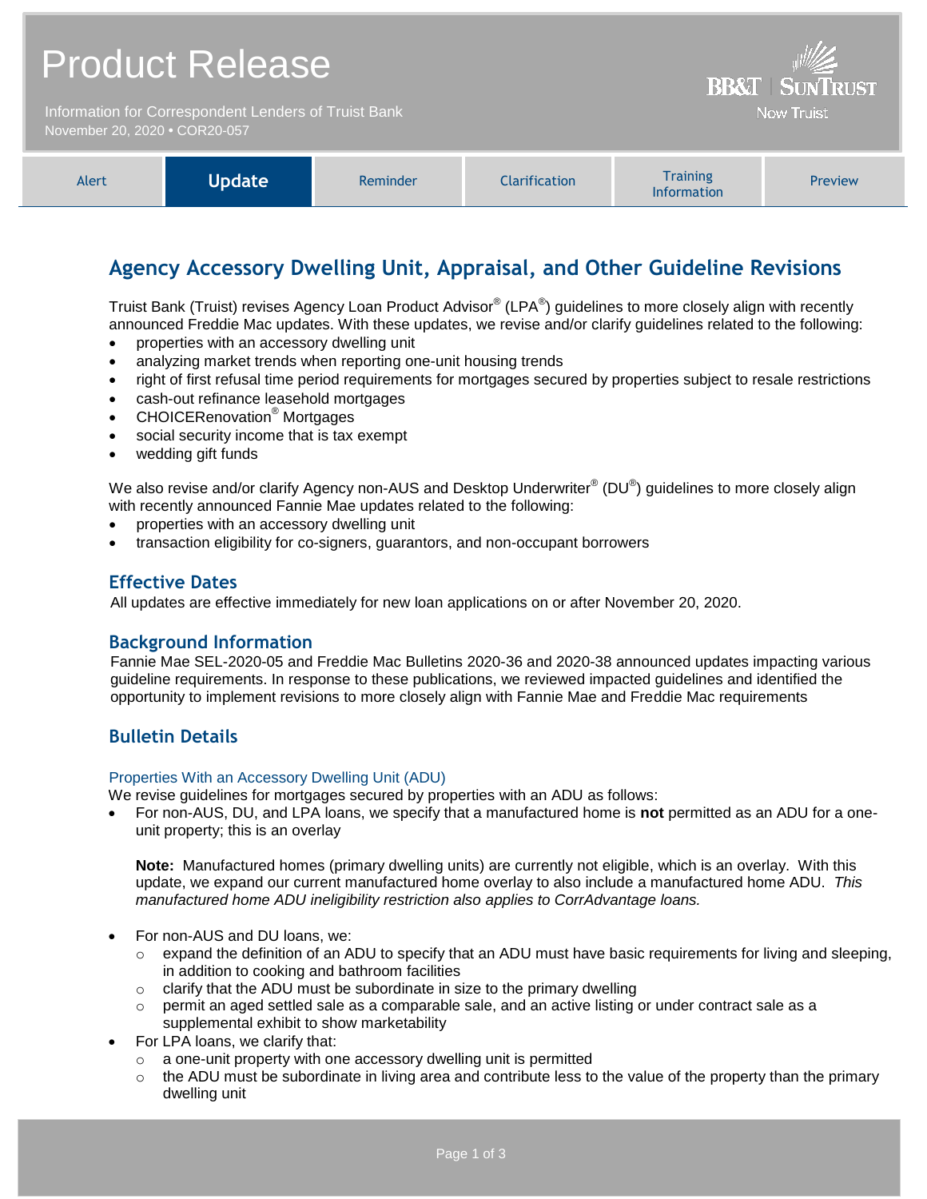# Product Release

Information for Correspondent Lenders of Truist Bank
November 20, 2020 • COR20-057

BB&T | SunTrust
Now Truist

| Alert | **Update** | Reminder | Clarification | Training Information | Preview |
|---|---|---|---|---|---|

## Agency Accessory Dwelling Unit, Appraisal, and Other Guideline Revisions

Truist Bank (Truist) revises Agency Loan Product Advisor® (LPA®) guidelines to more closely align with recently announced Freddie Mac updates. With these updates, we revise and/or clarify guidelines related to the following:

- properties with an accessory dwelling unit
- analyzing market trends when reporting one-unit housing trends
- right of first refusal time period requirements for mortgages secured by properties subject to resale restrictions
- cash-out refinance leasehold mortgages
- CHOICERenovation® Mortgages
- social security income that is tax exempt
- wedding gift funds

We also revise and/or clarify Agency non-AUS and Desktop Underwriter® (DU®) guidelines to more closely align with recently announced Fannie Mae updates related to the following:

- properties with an accessory dwelling unit
- transaction eligibility for co-signers, guarantors, and non-occupant borrowers

### Effective Dates

All updates are effective immediately for new loan applications on or after November 20, 2020.

### Background Information

Fannie Mae SEL-2020-05 and Freddie Mac Bulletins 2020-36 and 2020-38 announced updates impacting various guideline requirements. In response to these publications, we reviewed impacted guidelines and identified the opportunity to implement revisions to more closely align with Fannie Mae and Freddie Mac requirements

### Bulletin Details

#### Properties With an Accessory Dwelling Unit (ADU)

We revise guidelines for mortgages secured by properties with an ADU as follows:

- For non-AUS, DU, and LPA loans, we specify that a manufactured home is **not** permitted as an ADU for a one-unit property; this is an overlay

  **Note:** Manufactured homes (primary dwelling units) are currently not eligible, which is an overlay. With this update, we expand our current manufactured home overlay to also include a manufactured home ADU. *This manufactured home ADU ineligibility restriction also applies to CorrAdvantage loans.*

- For non-AUS and DU loans, we:
  - expand the definition of an ADU to specify that an ADU must have basic requirements for living and sleeping, in addition to cooking and bathroom facilities
  - clarify that the ADU must be subordinate in size to the primary dwelling
  - permit an aged settled sale as a comparable sale, and an active listing or under contract sale as a supplemental exhibit to show marketability
- For LPA loans, we clarify that:
  - a one-unit property with one accessory dwelling unit is permitted
  - the ADU must be subordinate in living area and contribute less to the value of the property than the primary dwelling unit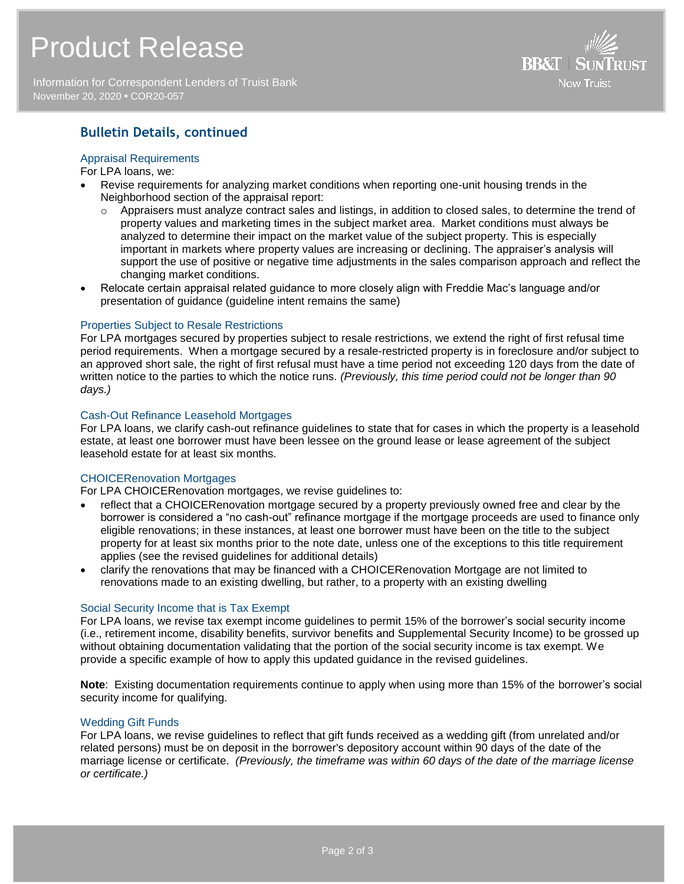## Bulletin Details, continued

### Appraisal Requirements

For LPA loans, we:

- Revise requirements for analyzing market conditions when reporting one-unit housing trends in the Neighborhood section of the appraisal report:
  - Appraisers must analyze contract sales and listings, in addition to closed sales, to determine the trend of property values and marketing times in the subject market area. Market conditions must always be analyzed to determine their impact on the market value of the subject property. This is especially important in markets where property values are increasing or declining. The appraiser's analysis will support the use of positive or negative time adjustments in the sales comparison approach and reflect the changing market conditions.
- Relocate certain appraisal related guidance to more closely align with Freddie Mac's language and/or presentation of guidance (guideline intent remains the same)

### Properties Subject to Resale Restrictions

For LPA mortgages secured by properties subject to resale restrictions, we extend the right of first refusal time period requirements. When a mortgage secured by a resale-restricted property is in foreclosure and/or subject to an approved short sale, the right of first refusal must have a time period not exceeding 120 days from the date of written notice to the parties to which the notice runs. *(Previously, this time period could not be longer than 90 days.)*

### Cash-Out Refinance Leasehold Mortgages

For LPA loans, we clarify cash-out refinance guidelines to state that for cases in which the property is a leasehold estate, at least one borrower must have been lessee on the ground lease or lease agreement of the subject leasehold estate for at least six months.

### CHOICERenovation Mortgages

For LPA CHOICERenovation mortgages, we revise guidelines to:

- reflect that a CHOICERenovation mortgage secured by a property previously owned free and clear by the borrower is considered a "no cash-out" refinance mortgage if the mortgage proceeds are used to finance only eligible renovations; in these instances, at least one borrower must have been on the title to the subject property for at least six months prior to the note date, unless one of the exceptions to this title requirement applies (see the revised guidelines for additional details)
- clarify the renovations that may be financed with a CHOICERenovation Mortgage are not limited to renovations made to an existing dwelling, but rather, to a property with an existing dwelling

### Social Security Income that is Tax Exempt

For LPA loans, we revise tax exempt income guidelines to permit 15% of the borrower's social security income (i.e., retirement income, disability benefits, survivor benefits and Supplemental Security Income) to be grossed up without obtaining documentation validating that the portion of the social security income is tax exempt. We provide a specific example of how to apply this updated guidance in the revised guidelines.

**Note**: Existing documentation requirements continue to apply when using more than 15% of the borrower's social security income for qualifying.

### Wedding Gift Funds

For LPA loans, we revise guidelines to reflect that gift funds received as a wedding gift (from unrelated and/or related persons) must be on deposit in the borrower's depository account within 90 days of the date of the marriage license or certificate. *(Previously, the timeframe was within 60 days of the date of the marriage license or certificate.)*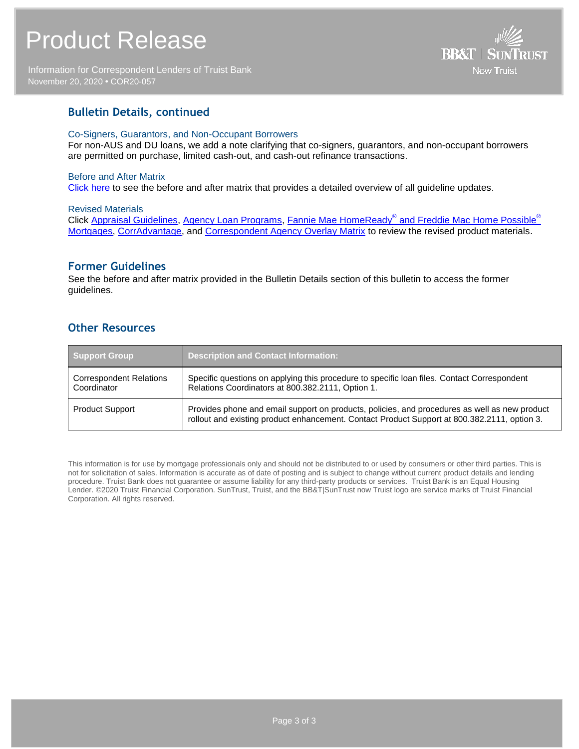## Bulletin Details, continued

### Co-Signers, Guarantors, and Non-Occupant Borrowers

For non-AUS and DU loans, we add a note clarifying that co-signers, guarantors, and non-occupant borrowers are permitted on purchase, limited cash-out, and cash-out refinance transactions.

### Before and After Matrix

Click here to see the before and after matrix that provides a detailed overview of all guideline updates.

### Revised Materials

Click Appraisal Guidelines, Agency Loan Programs, Fannie Mae HomeReady® and Freddie Mac Home Possible® Mortgages, CorrAdvantage, and Correspondent Agency Overlay Matrix to review the revised product materials.

## Former Guidelines

See the before and after matrix provided in the Bulletin Details section of this bulletin to access the former guidelines.

## Other Resources

| Support Group | Description and Contact Information: |
|---|---|
| Correspondent Relations Coordinator | Specific questions on applying this procedure to specific loan files. Contact Correspondent Relations Coordinators at 800.382.2111, Option 1. |
| Product Support | Provides phone and email support on products, policies, and procedures as well as new product rollout and existing product enhancement. Contact Product Support at 800.382.2111, option 3. |

This information is for use by mortgage professionals only and should not be distributed to or used by consumers or other third parties. This is not for solicitation of sales. Information is accurate as of date of posting and is subject to change without current product details and lending procedure. Truist Bank does not guarantee or assume liability for any third-party products or services. Truist Bank is an Equal Housing Lender. ©2020 Truist Financial Corporation. SunTrust, Truist, and the BB&T|SunTrust now Truist logo are service marks of Truist Financial Corporation. All rights reserved.